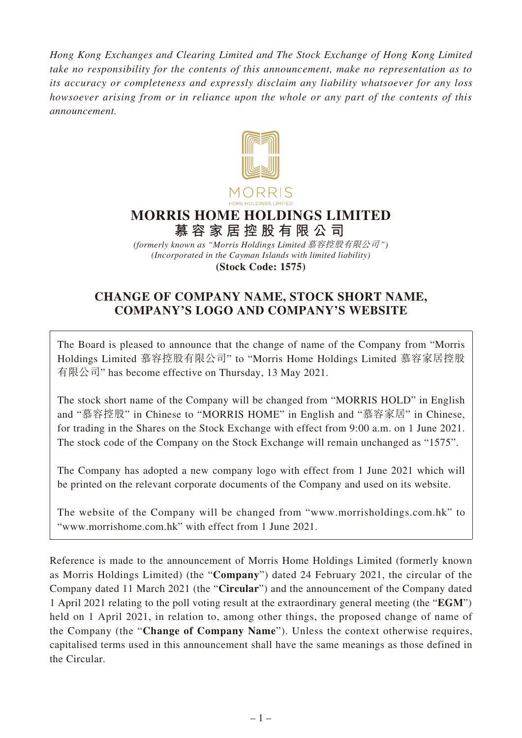*Hong Kong Exchanges and Clearing Limited and The Stock Exchange of Hong Kong Limited take no responsibility for the contents of this announcement, make no representation as to its accuracy or completeness and expressly disclaim any liability whatsoever for any loss howsoever arising from or in reliance upon the whole or any part of the contents of this announcement.*

MORRIS
HOME HOLDINGS LIMITED

# MORRIS HOME HOLDINGS LIMITED
# 慕容家居控股有限公司

*(formerly known as "Morris Holdings Limited 慕容控股有限公司")*
*(Incorporated in the Cayman Islands with limited liability)*
**(Stock Code: 1575)**

## CHANGE OF COMPANY NAME, STOCK SHORT NAME, COMPANY'S LOGO AND COMPANY'S WEBSITE

The Board is pleased to announce that the change of name of the Company from "Morris Holdings Limited 慕容控股有限公司" to "Morris Home Holdings Limited 慕容家居控股有限公司" has become effective on Thursday, 13 May 2021.

The stock short name of the Company will be changed from "MORRIS HOLD" in English and "慕容控股" in Chinese to "MORRIS HOME" in English and "慕容家居" in Chinese, for trading in the Shares on the Stock Exchange with effect from 9:00 a.m. on 1 June 2021. The stock code of the Company on the Stock Exchange will remain unchanged as "1575".

The Company has adopted a new company logo with effect from 1 June 2021 which will be printed on the relevant corporate documents of the Company and used on its website.

The website of the Company will be changed from "www.morrisholdings.com.hk" to "www.morrishome.com.hk" with effect from 1 June 2021.

Reference is made to the announcement of Morris Home Holdings Limited (formerly known as Morris Holdings Limited) (the "**Company**") dated 24 February 2021, the circular of the Company dated 11 March 2021 (the "**Circular**") and the announcement of the Company dated 1 April 2021 relating to the poll voting result at the extraordinary general meeting (the "**EGM**") held on 1 April 2021, in relation to, among other things, the proposed change of name of the Company (the "**Change of Company Name**"). Unless the context otherwise requires, capitalised terms used in this announcement shall have the same meanings as those defined in the Circular.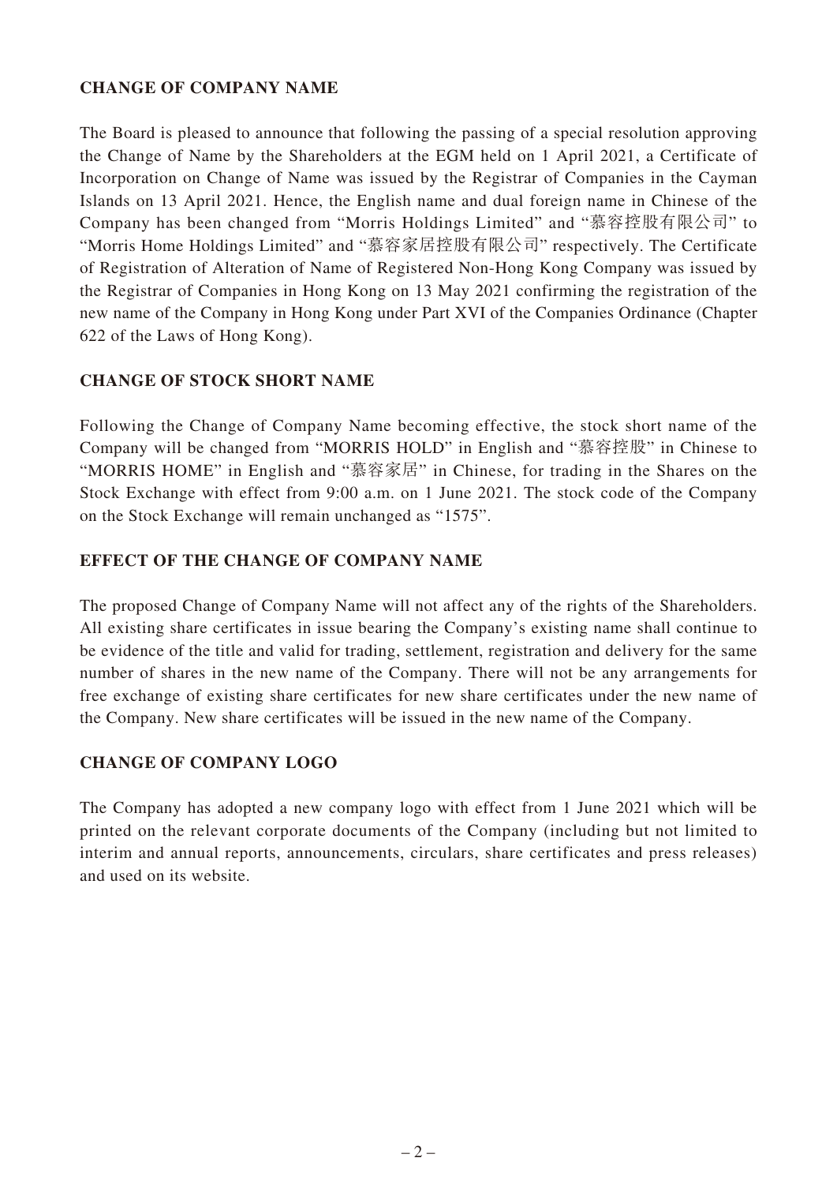**CHANGE OF COMPANY NAME**

The Board is pleased to announce that following the passing of a special resolution approving the Change of Name by the Shareholders at the EGM held on 1 April 2021, a Certificate of Incorporation on Change of Name was issued by the Registrar of Companies in the Cayman Islands on 13 April 2021. Hence, the English name and dual foreign name in Chinese of the Company has been changed from "Morris Holdings Limited" and "慕容控股有限公司" to "Morris Home Holdings Limited" and "慕容家居控股有限公司" respectively. The Certificate of Registration of Alteration of Name of Registered Non-Hong Kong Company was issued by the Registrar of Companies in Hong Kong on 13 May 2021 confirming the registration of the new name of the Company in Hong Kong under Part XVI of the Companies Ordinance (Chapter 622 of the Laws of Hong Kong).

**CHANGE OF STOCK SHORT NAME**

Following the Change of Company Name becoming effective, the stock short name of the Company will be changed from "MORRIS HOLD" in English and "慕容控股" in Chinese to "MORRIS HOME" in English and "慕容家居" in Chinese, for trading in the Shares on the Stock Exchange with effect from 9:00 a.m. on 1 June 2021. The stock code of the Company on the Stock Exchange will remain unchanged as "1575".

**EFFECT OF THE CHANGE OF COMPANY NAME**

The proposed Change of Company Name will not affect any of the rights of the Shareholders. All existing share certificates in issue bearing the Company's existing name shall continue to be evidence of the title and valid for trading, settlement, registration and delivery for the same number of shares in the new name of the Company. There will not be any arrangements for free exchange of existing share certificates for new share certificates under the new name of the Company. New share certificates will be issued in the new name of the Company.

**CHANGE OF COMPANY LOGO**

The Company has adopted a new company logo with effect from 1 June 2021 which will be printed on the relevant corporate documents of the Company (including but not limited to interim and annual reports, announcements, circulars, share certificates and press releases) and used on its website.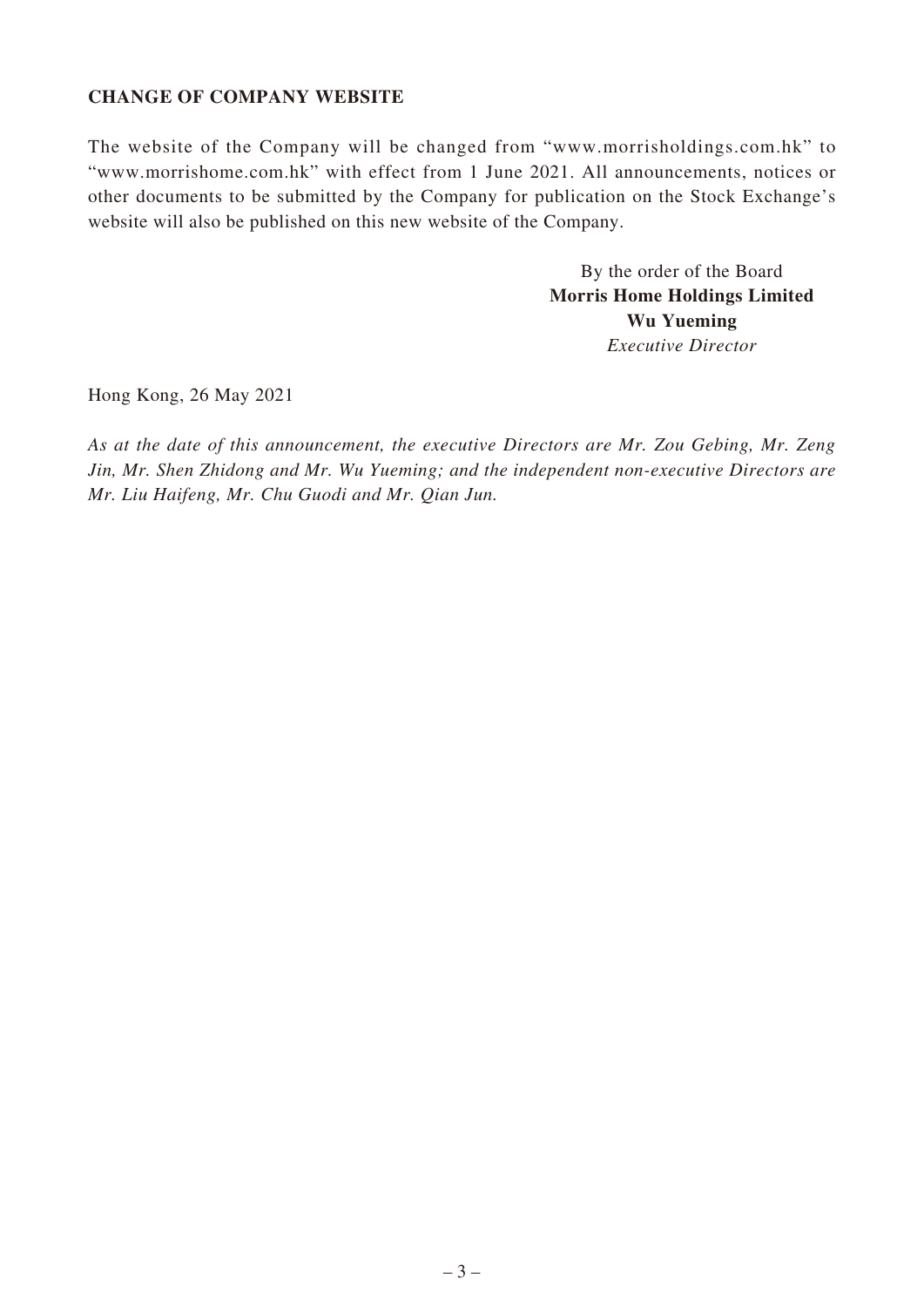**CHANGE OF COMPANY WEBSITE**

The website of the Company will be changed from "www.morrisholdings.com.hk" to "www.morrishome.com.hk" with effect from 1 June 2021. All announcements, notices or other documents to be submitted by the Company for publication on the Stock Exchange's website will also be published on this new website of the Company.

By the order of the Board
**Morris Home Holdings Limited**
**Wu Yueming**
*Executive Director*

Hong Kong, 26 May 2021

*As at the date of this announcement, the executive Directors are Mr. Zou Gebing, Mr. Zeng Jin, Mr. Shen Zhidong and Mr. Wu Yueming; and the independent non-executive Directors are Mr. Liu Haifeng, Mr. Chu Guodi and Mr. Qian Jun.*